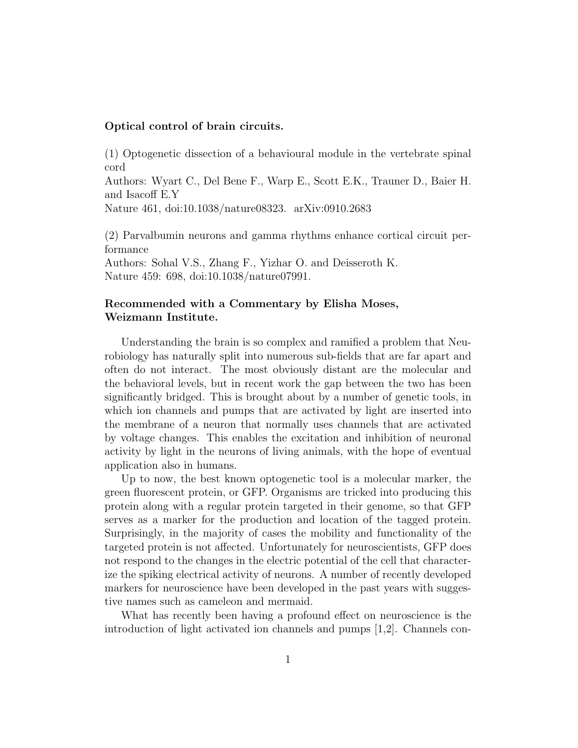**Optical control of brain circuits.**

(1) Optogenetic dissection of a behavioural module in the vertebrate spinal cord
Authors: Wyart C., Del Bene F., Warp E., Scott E.K., Trauner D., Baier H. and Isacoff E.Y
Nature 461, doi:10.1038/nature08323. arXiv:0910.2683

(2) Parvalbumin neurons and gamma rhythms enhance cortical circuit performance
Authors: Sohal V.S., Zhang F., Yizhar O. and Deisseroth K.
Nature 459: 698, doi:10.1038/nature07991.

**Recommended with a Commentary by Elisha Moses, Weizmann Institute.**

Understanding the brain is so complex and ramified a problem that Neurobiology has naturally split into numerous sub-fields that are far apart and often do not interact. The most obviously distant are the molecular and the behavioral levels, but in recent work the gap between the two has been significantly bridged. This is brought about by a number of genetic tools, in which ion channels and pumps that are activated by light are inserted into the membrane of a neuron that normally uses channels that are activated by voltage changes. This enables the excitation and inhibition of neuronal activity by light in the neurons of living animals, with the hope of eventual application also in humans.

Up to now, the best known optogenetic tool is a molecular marker, the green fluorescent protein, or GFP. Organisms are tricked into producing this protein along with a regular protein targeted in their genome, so that GFP serves as a marker for the production and location of the tagged protein. Surprisingly, in the majority of cases the mobility and functionality of the targeted protein is not affected. Unfortunately for neuroscientists, GFP does not respond to the changes in the electric potential of the cell that characterize the spiking electrical activity of neurons. A number of recently developed markers for neuroscience have been developed in the past years with suggestive names such as cameleon and mermaid.

What has recently been having a profound effect on neuroscience is the introduction of light activated ion channels and pumps [1,2]. Channels con-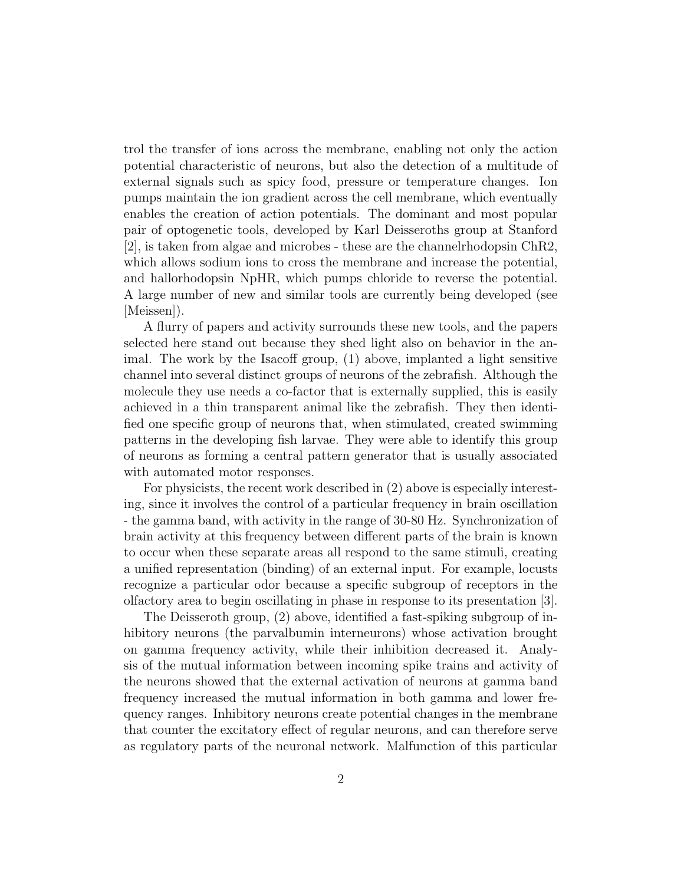trol the transfer of ions across the membrane, enabling not only the action potential characteristic of neurons, but also the detection of a multitude of external signals such as spicy food, pressure or temperature changes. Ion pumps maintain the ion gradient across the cell membrane, which eventually enables the creation of action potentials. The dominant and most popular pair of optogenetic tools, developed by Karl Deisseroths group at Stanford [2], is taken from algae and microbes - these are the channelrhodopsin ChR2, which allows sodium ions to cross the membrane and increase the potential, and hallorhodopsin NpHR, which pumps chloride to reverse the potential. A large number of new and similar tools are currently being developed (see [Meissen]).

A flurry of papers and activity surrounds these new tools, and the papers selected here stand out because they shed light also on behavior in the animal. The work by the Isacoff group, (1) above, implanted a light sensitive channel into several distinct groups of neurons of the zebrafish. Although the molecule they use needs a co-factor that is externally supplied, this is easily achieved in a thin transparent animal like the zebrafish. They then identified one specific group of neurons that, when stimulated, created swimming patterns in the developing fish larvae. They were able to identify this group of neurons as forming a central pattern generator that is usually associated with automated motor responses.

For physicists, the recent work described in (2) above is especially interesting, since it involves the control of a particular frequency in brain oscillation - the gamma band, with activity in the range of 30-80 Hz. Synchronization of brain activity at this frequency between different parts of the brain is known to occur when these separate areas all respond to the same stimuli, creating a unified representation (binding) of an external input. For example, locusts recognize a particular odor because a specific subgroup of receptors in the olfactory area to begin oscillating in phase in response to its presentation [3].

The Deisseroth group, (2) above, identified a fast-spiking subgroup of inhibitory neurons (the parvalbumin interneurons) whose activation brought on gamma frequency activity, while their inhibition decreased it. Analysis of the mutual information between incoming spike trains and activity of the neurons showed that the external activation of neurons at gamma band frequency increased the mutual information in both gamma and lower frequency ranges. Inhibitory neurons create potential changes in the membrane that counter the excitatory effect of regular neurons, and can therefore serve as regulatory parts of the neuronal network. Malfunction of this particular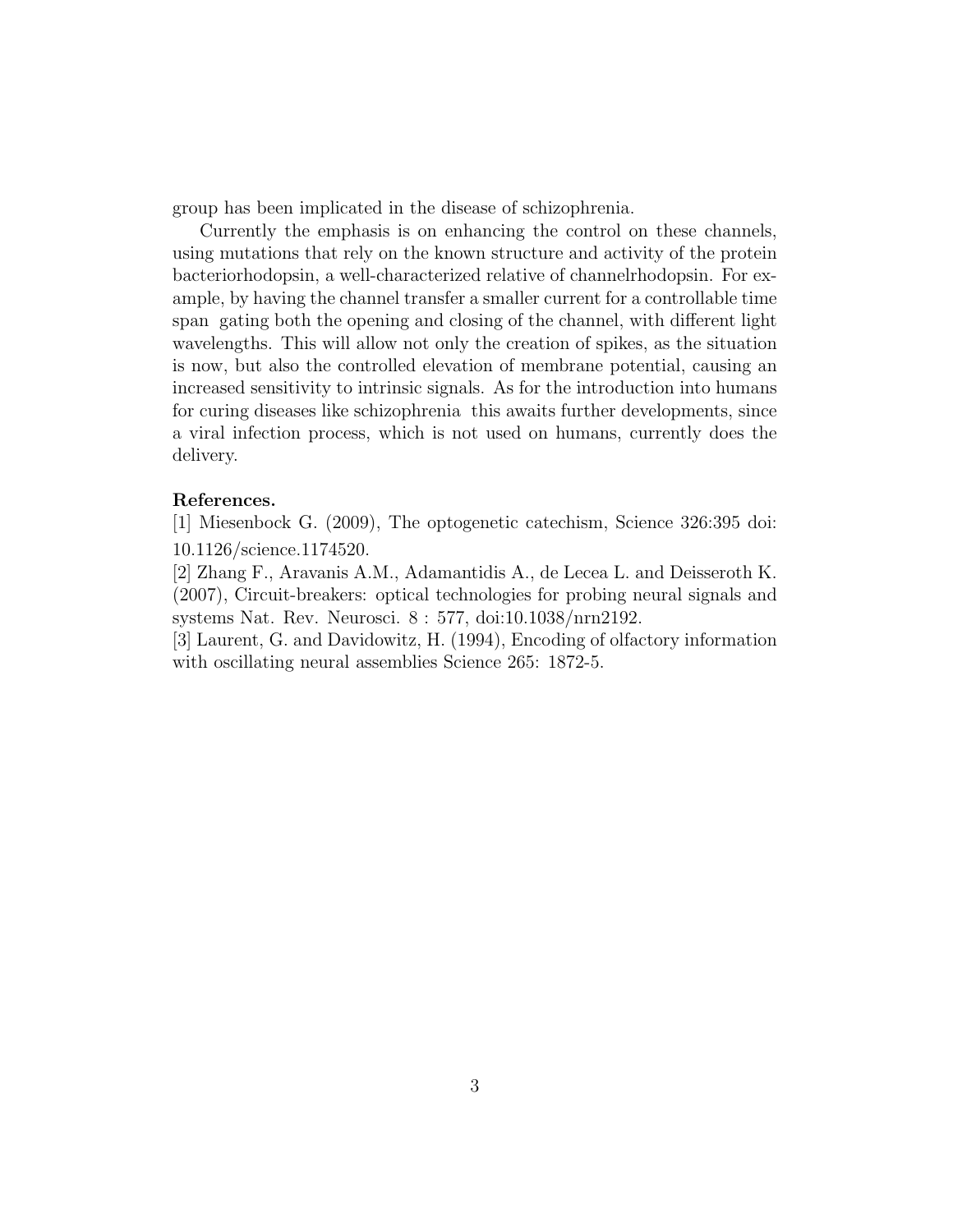group has been implicated in the disease of schizophrenia.

Currently the emphasis is on enhancing the control on these channels, using mutations that rely on the known structure and activity of the protein bacteriorhodopsin, a well-characterized relative of channelrhodopsin. For example, by having the channel transfer a smaller current for a controllable time span gating both the opening and closing of the channel, with different light wavelengths. This will allow not only the creation of spikes, as the situation is now, but also the controlled elevation of membrane potential, causing an increased sensitivity to intrinsic signals. As for the introduction into humans for curing diseases like schizophrenia this awaits further developments, since a viral infection process, which is not used on humans, currently does the delivery.

**References.**

[1] Miesenbock G. (2009), The optogenetic catechism, Science 326:395 doi: 10.1126/science.1174520.

[2] Zhang F., Aravanis A.M., Adamantidis A., de Lecea L. and Deisseroth K. (2007), Circuit-breakers: optical technologies for probing neural signals and systems Nat. Rev. Neurosci. 8 : 577, doi:10.1038/nrn2192.

[3] Laurent, G. and Davidowitz, H. (1994), Encoding of olfactory information with oscillating neural assemblies Science 265: 1872-5.